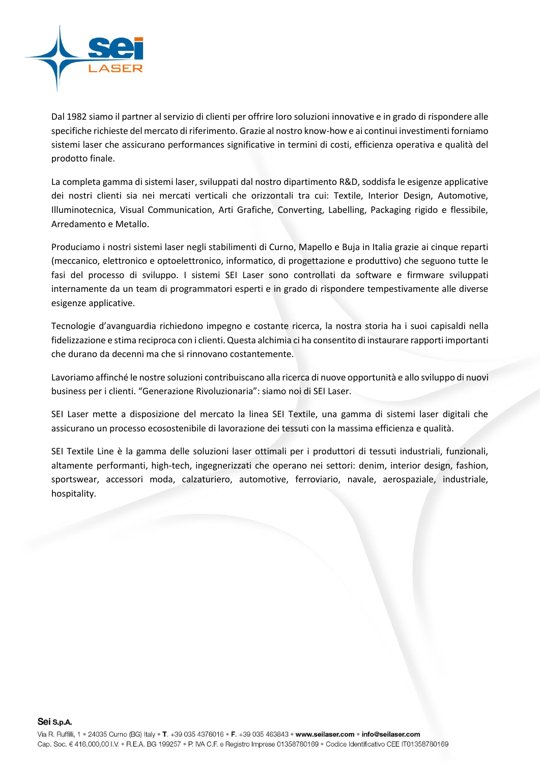Dal 1982 siamo il partner al servizio di clienti per offrire loro soluzioni innovative e in grado di rispondere alle specifiche richieste del mercato di riferimento. Grazie al nostro know-how e ai continui investimenti forniamo sistemi laser che assicurano performances significative in termini di costi, efficienza operativa e qualità del prodotto finale.

La completa gamma di sistemi laser, sviluppati dal nostro dipartimento R&D, soddisfa le esigenze applicative dei nostri clienti sia nei mercati verticali che orizzontali tra cui: Textile, Interior Design, Automotive, Illuminotecnica, Visual Communication, Arti Grafiche, Converting, Labelling, Packaging rigido e flessibile, Arredamento e Metallo.

Produciamo i nostri sistemi laser negli stabilimenti di Curno, Mapello e Buja in Italia grazie ai cinque reparti (meccanico, elettronico e optoelettronico, informatico, di progettazione e produttivo) che seguono tutte le fasi del processo di sviluppo. I sistemi SEI Laser sono controllati da software e firmware sviluppati internamente da un team di programmatori esperti e in grado di rispondere tempestivamente alle diverse esigenze applicative.

Tecnologie d'avanguardia richiedono impegno e costante ricerca, la nostra storia ha i suoi capisaldi nella fidelizzazione e stima reciproca con i clienti. Questa alchimia ci ha consentito di instaurare rapporti importanti che durano da decenni ma che si rinnovano costantemente.

Lavoriamo affinché le nostre soluzioni contribuiscano alla ricerca di nuove opportunità e allo sviluppo di nuovi business per i clienti. "Generazione Rivoluzionaria": siamo noi di SEI Laser.

SEI Laser mette a disposizione del mercato la linea SEI Textile, una gamma di sistemi laser digitali che assicurano un processo ecosostenibile di lavorazione dei tessuti con la massima efficienza e qualità.

SEI Textile Line è la gamma delle soluzioni laser ottimali per i produttori di tessuti industriali, funzionali, altamente performanti, high-tech, ingegnerizzati che operano nei settori: denim, interior design, fashion, sportswear, accessori moda, calzaturiero, automotive, ferroviario, navale, aerospaziale, industriale, hospitality.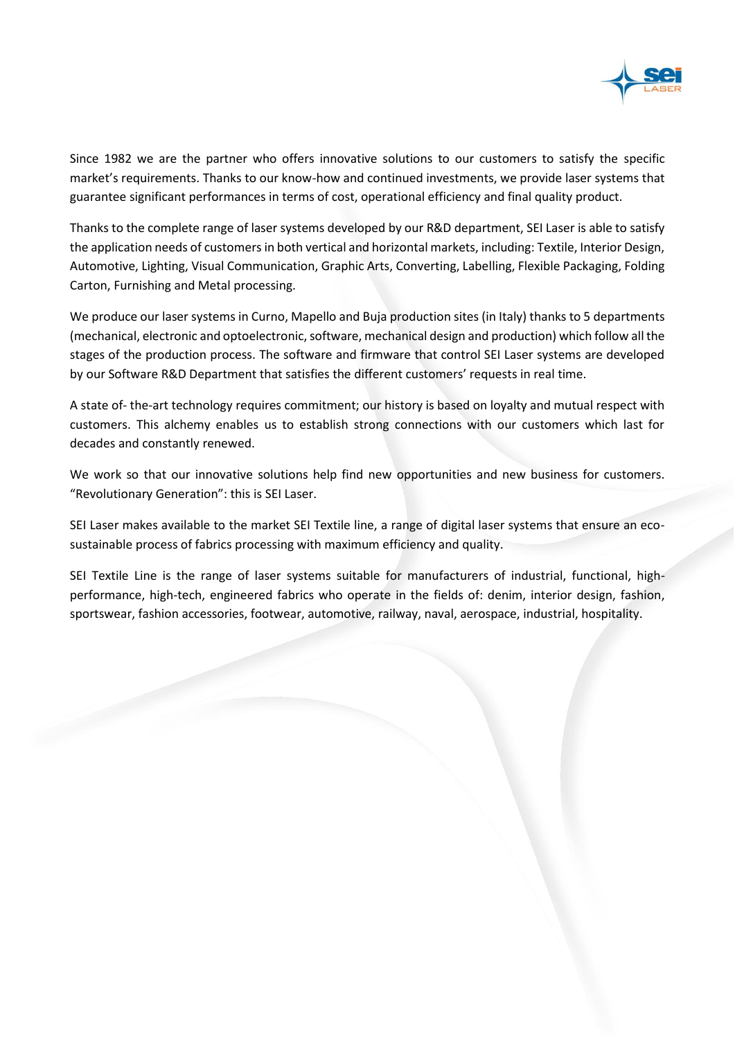Since 1982 we are the partner who offers innovative solutions to our customers to satisfy the specific market's requirements. Thanks to our know-how and continued investments, we provide laser systems that guarantee significant performances in terms of cost, operational efficiency and final quality product.

Thanks to the complete range of laser systems developed by our R&D department, SEI Laser is able to satisfy the application needs of customers in both vertical and horizontal markets, including: Textile, Interior Design, Automotive, Lighting, Visual Communication, Graphic Arts, Converting, Labelling, Flexible Packaging, Folding Carton, Furnishing and Metal processing.

We produce our laser systems in Curno, Mapello and Buja production sites (in Italy) thanks to 5 departments (mechanical, electronic and optoelectronic, software, mechanical design and production) which follow all the stages of the production process. The software and firmware that control SEI Laser systems are developed by our Software R&D Department that satisfies the different customers' requests in real time.

A state of- the-art technology requires commitment; our history is based on loyalty and mutual respect with customers. This alchemy enables us to establish strong connections with our customers which last for decades and constantly renewed.

We work so that our innovative solutions help find new opportunities and new business for customers. "Revolutionary Generation": this is SEI Laser.

SEI Laser makes available to the market SEI Textile line, a range of digital laser systems that ensure an eco-sustainable process of fabrics processing with maximum efficiency and quality.

SEI Textile Line is the range of laser systems suitable for manufacturers of industrial, functional, high-performance, high-tech, engineered fabrics who operate in the fields of: denim, interior design, fashion, sportswear, fashion accessories, footwear, automotive, railway, naval, aerospace, industrial, hospitality.